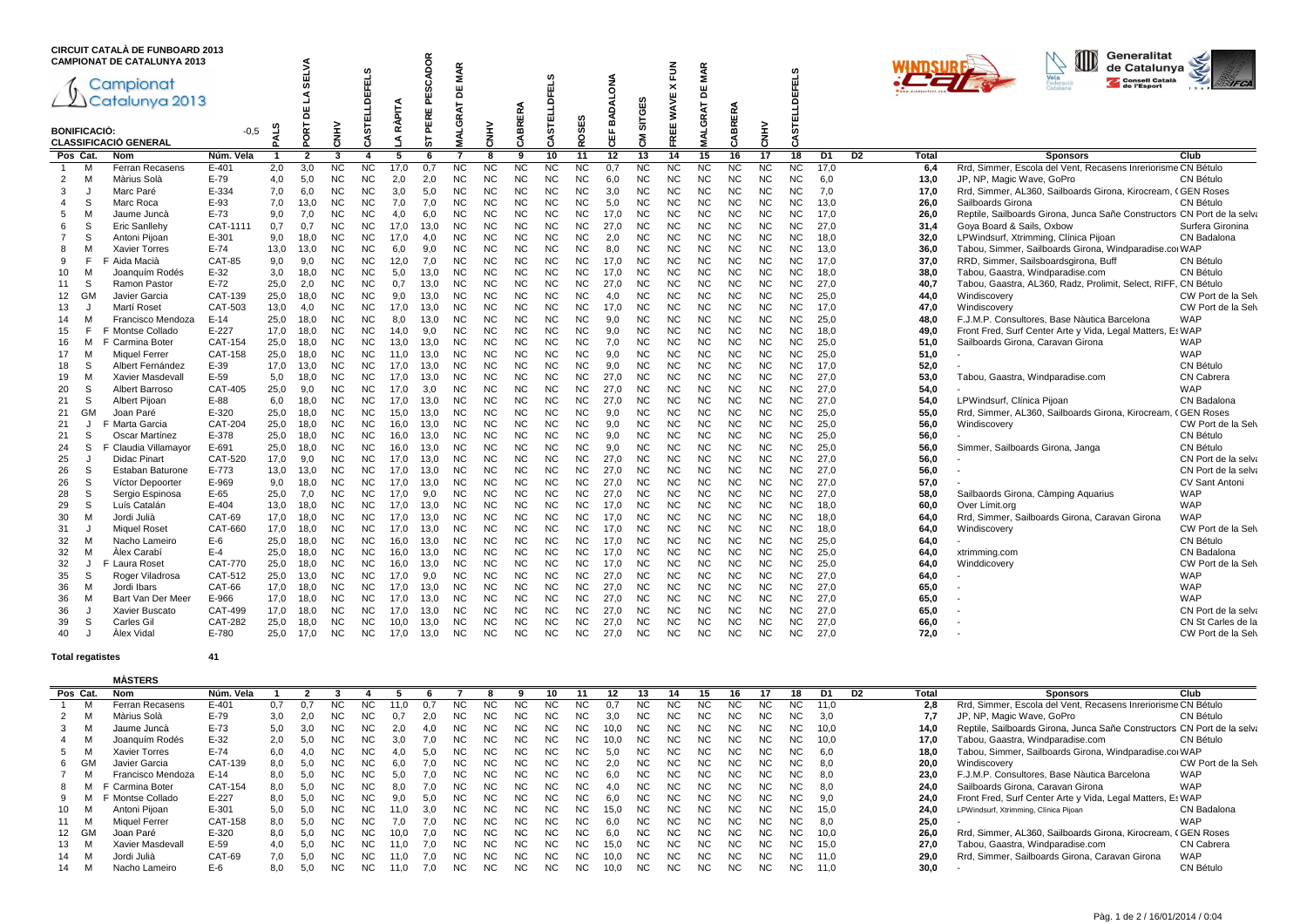**CIRCUIT CATALÀ DE FUNBOARD 2013**
**CAMPIONAT DE CATALUNYA 2013**

Campionat Catalunya 2013

**BONIFICACIÓ:** -0,5

**CLASSIFICACIÓ GENERAL**

| Pos | Cat. | Nom | Núm. Vela | 1 PALS | 2 PORT DE LA SELVA | 3 CNHV | 4 CASTELLDEFELS | 5 LA RÀPITA | 6 ST PERE PESCADOR | 7 MALGRAT DE MAR | 8 CNHV | 9 CABRERA | 10 CASTELLDEFELS | 11 ROSES | 12 CEF BADALONA | 13 CM SITGES | 14 FREE WAVE X FUN | 15 MALGRAT DE MAR | 16 CABRERA | 17 CNHV | 18 CASTELLDEFELS | D1 | D2 | Total | Sponsors | Club |
|---|---|---|---|---|---|---|---|---|---|---|---|---|---|---|---|---|---|---|---|---|---|---|---|---|---|---|
| 1 | M | Ferran Recasens | E-401 | 2,0 | 3,0 | NC | NC | 17,0 | 0,7 | NC | NC | NC | NC | NC | 0,7 | NC | NC | NC | NC | NC | NC | 17,0 | | 6,4 | Rrd, Simmer, Escola del Vent, Recasens Inreriorisme | CN Bétulo |
| 2 | M | Màrius Solà | E-79 | 4,0 | 5,0 | NC | NC | 2,0 | 2,0 | NC | NC | NC | NC | NC | 6,0 | NC | NC | NC | NC | NC | NC | 6,0 | | 13,0 | JP, NP, Magic Wave, GoPro | CN Bétulo |
| 3 | J | Marc Paré | E-334 | 7,0 | 6,0 | NC | NC | 3,0 | 5,0 | NC | NC | NC | NC | NC | 3,0 | NC | NC | NC | NC | NC | NC | 7,0 | | 17,0 | Rrd, Simmer, AL360, Sailboards Girona, Kirocream, ( | GEN Roses |
| 4 | S | Marc Roca | E-93 | 7,0 | 13,0 | NC | NC | 7,0 | 7,0 | NC | NC | NC | NC | NC | 5,0 | NC | NC | NC | NC | NC | NC | 13,0 | | 26,0 | Sailboards Girona | CN Bétulo |
| 5 | M | Jaume Juncà | E-73 | 9,0 | 7,0 | NC | NC | 4,0 | 6,0 | NC | NC | NC | NC | NC | 17,0 | NC | NC | NC | NC | NC | NC | 17,0 | | 26,0 | Reptile, Sailboards Girona, Junca Sañe Constructors | CN Port de la selva |
| 6 | S | Eric Sanllehy | CAT-1111 | 0,7 | 0,7 | NC | NC | 17,0 | 13,0 | NC | NC | NC | NC | NC | 27,0 | NC | NC | NC | NC | NC | NC | 27,0 | | 31,4 | Goya Board & Sails, Oxbow | Surfera Gironina |
| 7 | S | Antoni Pijoan | E-301 | 9,0 | 18,0 | NC | NC | 17,0 | 4,0 | NC | NC | NC | NC | NC | 2,0 | NC | NC | NC | NC | NC | NC | 18,0 | | 32,0 | LPWindsurf, Xtrimming, Clínica Pijoan | CN Badalona |
| 8 | M | Xavier Torres | E-74 | 13,0 | 13,0 | NC | NC | 6,0 | 9,0 | NC | NC | NC | NC | NC | 8,0 | NC | NC | NC | NC | NC | NC | 13,0 | | 36,0 | Tabou, Simmer, Sailboards Girona, Windparadise.com | WAP |
| 9 | F | F Aida Macià | CAT-85 | 9,0 | 9,0 | NC | NC | 12,0 | 7,0 | NC | NC | NC | NC | NC | 17,0 | NC | NC | NC | NC | NC | NC | 17,0 | | 37,0 | RRD, Simmer, Sailsboardsgirona, Buff | CN Bétulo |
| 10 | M | Joanquím Rodés | E-32 | 3,0 | 18,0 | NC | NC | 5,0 | 13,0 | NC | NC | NC | NC | NC | 17,0 | NC | NC | NC | NC | NC | NC | 18,0 | | 38,0 | Tabou, Gaastra, Windparadise.com | CN Bétulo |
| 11 | S | Ramon Pastor | E-72 | 25,0 | 2,0 | NC | NC | 0,7 | 13,0 | NC | NC | NC | NC | NC | 27,0 | NC | NC | NC | NC | NC | NC | 27,0 | | 40,7 | Tabou, Gaastra, AL360, Radz, Prolimit, Select, RIFF, | CN Bétulo |
| 12 | GM | Javier Garcia | CAT-139 | 25,0 | 18,0 | NC | NC | 9,0 | 13,0 | NC | NC | NC | NC | NC | 4,0 | NC | NC | NC | NC | NC | NC | 25,0 | | 44,0 | Windiscovery | CW Port de la Selva |
| 13 | J | Martí Roset | CAT-503 | 13,0 | 4,0 | NC | NC | 17,0 | 13,0 | NC | NC | NC | NC | NC | 17,0 | NC | NC | NC | NC | NC | NC | 17,0 | | 47,0 | Windiscovery | CW Port de la Selva |
| 14 | M | Francisco Mendoza | E-14 | 25,0 | 18,0 | NC | NC | 8,0 | 13,0 | NC | NC | NC | NC | NC | 9,0 | NC | NC | NC | NC | NC | NC | 25,0 | | 48,0 | F.J.M.P. Consultores, Base Nàutica Barcelona | WAP |
| 15 | F | F Montse Collado | E-227 | 17,0 | 18,0 | NC | NC | 14,0 | 9,0 | NC | NC | NC | NC | NC | 9,0 | NC | NC | NC | NC | NC | NC | 18,0 | | 49,0 | Front Fred, Surf Center Arte y Vida, Legal Matters, Es | WAP |
| 16 | M | F Carmina Boter | CAT-154 | 25,0 | 18,0 | NC | NC | 13,0 | 13,0 | NC | NC | NC | NC | NC | 7,0 | NC | NC | NC | NC | NC | NC | 25,0 | | 51,0 | Sailboards Girona, Caravan Girona | WAP |
| 17 | M | Miquel Ferrer | CAT-158 | 25,0 | 18,0 | NC | NC | 11,0 | 13,0 | NC | NC | NC | NC | NC | 9,0 | NC | NC | NC | NC | NC | NC | 25,0 | | 51,0 | - | WAP |
| 18 | S | Albert Fernández | E-39 | 17,0 | 13,0 | NC | NC | 17,0 | 13,0 | NC | NC | NC | NC | NC | 9,0 | NC | NC | NC | NC | NC | NC | 17,0 | | 52,0 | - | CN Bétulo |
| 19 | M | Xavier Masdevall | E-59 | 5,0 | 18,0 | NC | NC | 17,0 | 13,0 | NC | NC | NC | NC | NC | 27,0 | NC | NC | NC | NC | NC | NC | 27,0 | | 53,0 | Tabou, Gaastra, Windparadise.com | CN Cabrera |
| 20 | S | Albert Barroso | CAT-405 | 25,0 | 9,0 | NC | NC | 17,0 | 3,0 | NC | NC | NC | NC | NC | 27,0 | NC | NC | NC | NC | NC | NC | 27,0 | | 54,0 | - | WAP |
| 21 | S | Albert Pijoan | E-88 | 6,0 | 18,0 | NC | NC | 17,0 | 13,0 | NC | NC | NC | NC | NC | 27,0 | NC | NC | NC | NC | NC | NC | 27,0 | | 54,0 | LPWindsurf, Clínica Pijoan | CN Badalona |
| 21 | GM | Joan Paré | E-320 | 25,0 | 18,0 | NC | NC | 15,0 | 13,0 | NC | NC | NC | NC | NC | 9,0 | NC | NC | NC | NC | NC | NC | 25,0 | | 55,0 | Rrd, Simmer, AL360, Sailboards Girona, Kirocream, ( | GEN Roses |
| 21 | J | F Marta Garcia | CAT-204 | 25,0 | 18,0 | NC | NC | 16,0 | 13,0 | NC | NC | NC | NC | NC | 9,0 | NC | NC | NC | NC | NC | NC | 25,0 | | 56,0 | Windiscovery | CW Port de la Selva |
| 21 | S | Oscar Martínez | E-378 | 25,0 | 18,0 | NC | NC | 16,0 | 13,0 | NC | NC | NC | NC | NC | 9,0 | NC | NC | NC | NC | NC | NC | 25,0 | | 56,0 | - | CN Bétulo |
| 24 | S | F Claudia Villamayor | E-691 | 25,0 | 18,0 | NC | NC | 16,0 | 13,0 | NC | NC | NC | NC | NC | 9,0 | NC | NC | NC | NC | NC | NC | 25,0 | | 56,0 | Simmer, Sailboards Girona, Janga | CN Bétulo |
| 25 | J | Didac Pinart | CAT-520 | 17,0 | 9,0 | NC | NC | 17,0 | 13,0 | NC | NC | NC | NC | NC | 27,0 | NC | NC | NC | NC | NC | NC | 27,0 | | 56,0 | - | CN Port de la selva |
| 26 | S | Estaban Baturone | E-773 | 13,0 | 13,0 | NC | NC | 17,0 | 13,0 | NC | NC | NC | NC | NC | 27,0 | NC | NC | NC | NC | NC | NC | 27,0 | | 56,0 | - | CN Port de la selva |
| 26 | S | Víctor Depoorter | E-969 | 9,0 | 18,0 | NC | NC | 17,0 | 13,0 | NC | NC | NC | NC | NC | 27,0 | NC | NC | NC | NC | NC | NC | 27,0 | | 57,0 | - | CV Sant Antoni |
| 28 | S | Sergio Espinosa | E-65 | 25,0 | 7,0 | NC | NC | 17,0 | 9,0 | NC | NC | NC | NC | NC | 27,0 | NC | NC | NC | NC | NC | NC | 27,0 | | 58,0 | Sailbaords Girona, Càmping Aquarius | WAP |
| 29 | S | Luís Catalán | E-404 | 13,0 | 18,0 | NC | NC | 17,0 | 13,0 | NC | NC | NC | NC | NC | 17,0 | NC | NC | NC | NC | NC | NC | 18,0 | | 60,0 | Over Límit.org | WAP |
| 30 | M | Jordi Julià | CAT-69 | 17,0 | 18,0 | NC | NC | 17,0 | 13,0 | NC | NC | NC | NC | NC | 17,0 | NC | NC | NC | NC | NC | NC | 18,0 | | 64,0 | Rrd, Simmer, Sailboards Girona, Caravan Girona | WAP |
| 31 | J | Miquel Roset | CAT-660 | 17,0 | 18,0 | NC | NC | 17,0 | 13,0 | NC | NC | NC | NC | NC | 17,0 | NC | NC | NC | NC | NC | NC | 18,0 | | 64,0 | Windiscovery | CW Port de la Selva |
| 32 | M | Nacho Lameiro | E-6 | 25,0 | 18,0 | NC | NC | 16,0 | 13,0 | NC | NC | NC | NC | NC | 17,0 | NC | NC | NC | NC | NC | NC | 25,0 | | 64,0 | - | CN Bétulo |
| 32 | M | Àlex Carabí | E-4 | 25,0 | 18,0 | NC | NC | 16,0 | 13,0 | NC | NC | NC | NC | NC | 17,0 | NC | NC | NC | NC | NC | NC | 25,0 | | 64,0 | xtrimming.com | CN Badalona |
| 32 | J | F Laura Roset | CAT-770 | 25,0 | 18,0 | NC | NC | 16,0 | 13,0 | NC | NC | NC | NC | NC | 17,0 | NC | NC | NC | NC | NC | NC | 25,0 | | 64,0 | Winddicovery | CW Port de la Selva |
| 35 | S | Roger Viladrosa | CAT-512 | 25,0 | 13,0 | NC | NC | 17,0 | 9,0 | NC | NC | NC | NC | NC | 27,0 | NC | NC | NC | NC | NC | NC | 27,0 | | 64,0 | - | WAP |
| 36 | M | Jordi Ibars | CAT-66 | 17,0 | 18,0 | NC | NC | 17,0 | 13,0 | NC | NC | NC | NC | NC | 27,0 | NC | NC | NC | NC | NC | NC | 27,0 | | 65,0 | - | WAP |
| 36 | M | Bart Van Der Meer | E-966 | 17,0 | 18,0 | NC | NC | 17,0 | 13,0 | NC | NC | NC | NC | NC | 27,0 | NC | NC | NC | NC | NC | NC | 27,0 | | 65,0 | - | WAP |
| 36 | J | Xavier Buscato | CAT-499 | 17,0 | 18,0 | NC | NC | 17,0 | 13,0 | NC | NC | NC | NC | NC | 27,0 | NC | NC | NC | NC | NC | NC | 27,0 | | 65,0 | - | CN Port de la selva |
| 39 | S | Carles Gil | CAT-282 | 25,0 | 18,0 | NC | NC | 10,0 | 13,0 | NC | NC | NC | NC | NC | 27,0 | NC | NC | NC | NC | NC | NC | 27,0 | | 66,0 | - | CN St Carles de la |
| 40 | J | Àlex Vidal | E-780 | 25,0 | 17,0 | NC | NC | 17,0 | 13,0 | NC | NC | NC | NC | NC | 27,0 | NC | NC | NC | NC | NC | NC | 27,0 | | 72,0 | - | CW Port de la Selva |

**Total regatistes** 41

**MÀSTERS**

| Pos | Cat. | Nom | Núm. Vela | 1 | 2 | 3 | 4 | 5 | 6 | 7 | 8 | 9 | 10 | 11 | 12 | 13 | 14 | 15 | 16 | 17 | 18 | D1 | D2 | Total | Sponsors | Club |
|---|---|---|---|---|---|---|---|---|---|---|---|---|---|---|---|---|---|---|---|---|---|---|---|---|---|---|
| 1 | M | Ferran Recasens | E-401 | 0,7 | 0,7 | NC | NC | 11,0 | 0,7 | NC | NC | NC | NC | NC | 0,7 | NC | NC | NC | NC | NC | NC | 11,0 | | 2,8 | Rrd, Simmer, Escola del Vent, Recasens Inreriorisme | CN Bétulo |
| 2 | M | Màrius Solà | E-79 | 3,0 | 2,0 | NC | NC | 0,7 | 2,0 | NC | NC | NC | NC | NC | 3,0 | NC | NC | NC | NC | NC | NC | 3,0 | | 7,7 | JP, NP, Magic Wave, GoPro | CN Bétulo |
| 3 | M | Jaume Juncà | E-73 | 5,0 | 3,0 | NC | NC | 2,0 | 4,0 | NC | NC | NC | NC | NC | 10,0 | NC | NC | NC | NC | NC | NC | 10,0 | | 14,0 | Reptile, Sailboards Girona, Junca Sañe Constructors | CN Port de la selva |
| 4 | M | Joanquím Rodés | E-32 | 2,0 | 5,0 | NC | NC | 3,0 | 7,0 | NC | NC | NC | NC | NC | 10,0 | NC | NC | NC | NC | NC | NC | 10,0 | | 17,0 | Tabou, Gaastra, Windparadise.com | CN Bétulo |
| 5 | M | Xavier Torres | E-74 | 6,0 | 4,0 | NC | NC | 4,0 | 5,0 | NC | NC | NC | NC | NC | 5,0 | NC | NC | NC | NC | NC | NC | 6,0 | | 18,0 | Tabou, Simmer, Sailboards Girona, Windparadise.com | WAP |
| 6 | GM | Javier Garcia | CAT-139 | 8,0 | 5,0 | NC | NC | 6,0 | 7,0 | NC | NC | NC | NC | NC | 2,0 | NC | NC | NC | NC | NC | NC | 8,0 | | 20,0 | Windiscovery | CW Port de la Selva |
| 7 | M | Francisco Mendoza | E-14 | 8,0 | 5,0 | NC | NC | 5,0 | 7,0 | NC | NC | NC | NC | NC | 6,0 | NC | NC | NC | NC | NC | NC | 8,0 | | 23,0 | F.J.M.P. Consultores, Base Nàutica Barcelona | WAP |
| 8 | M | F Carmina Boter | CAT-154 | 8,0 | 5,0 | NC | NC | 8,0 | 7,0 | NC | NC | NC | NC | NC | 4,0 | NC | NC | NC | NC | NC | NC | 8,0 | | 24,0 | Sailboards Girona, Caravan Girona | WAP |
| 9 | M | F Montse Collado | E-227 | 8,0 | 5,0 | NC | NC | 9,0 | 5,0 | NC | NC | NC | NC | NC | 6,0 | NC | NC | NC | NC | NC | NC | 9,0 | | 24,0 | Front Fred, Surf Center Arte y Vida, Legal Matters, Es | WAP |
| 10 | M | Antoni Pijoan | E-301 | 5,0 | 5,0 | NC | NC | 11,0 | 3,0 | NC | NC | NC | NC | NC | 15,0 | NC | NC | NC | NC | NC | NC | 15,0 | | 24,0 | LPWindsurf, Xtrimming, Clínica Pijoan | CN Badalona |
| 11 | M | Miquel Ferrer | CAT-158 | 8,0 | 5,0 | NC | NC | 7,0 | 7,0 | NC | NC | NC | NC | NC | 6,0 | NC | NC | NC | NC | NC | NC | 8,0 | | 25,0 | - | WAP |
| 12 | GM | Joan Paré | E-320 | 8,0 | 5,0 | NC | NC | 10,0 | 7,0 | NC | NC | NC | NC | NC | 6,0 | NC | NC | NC | NC | NC | NC | 10,0 | | 26,0 | Rrd, Simmer, AL360, Sailboards Girona, Kirocream, ( | GEN Roses |
| 13 | M | Xavier Masdevall | E-59 | 4,0 | 5,0 | NC | NC | 11,0 | 7,0 | NC | NC | NC | NC | NC | 15,0 | NC | NC | NC | NC | NC | NC | 15,0 | | 27,0 | Tabou, Gaastra, Windparadise.com | CN Cabrera |
| 14 | M | Jordi Julià | CAT-69 | 7,0 | 5,0 | NC | NC | 11,0 | 7,0 | NC | NC | NC | NC | NC | 10,0 | NC | NC | NC | NC | NC | NC | 11,0 | | 29,0 | Rrd, Simmer, Sailboards Girona, Caravan Girona | WAP |
| 14 | M | Nacho Lameiro | E-6 | 8,0 | 5,0 | NC | NC | 11,0 | 7,0 | NC | NC | NC | NC | NC | 10,0 | NC | NC | NC | NC | NC | NC | 11,0 | | 30,0 | - | CN Bétulo |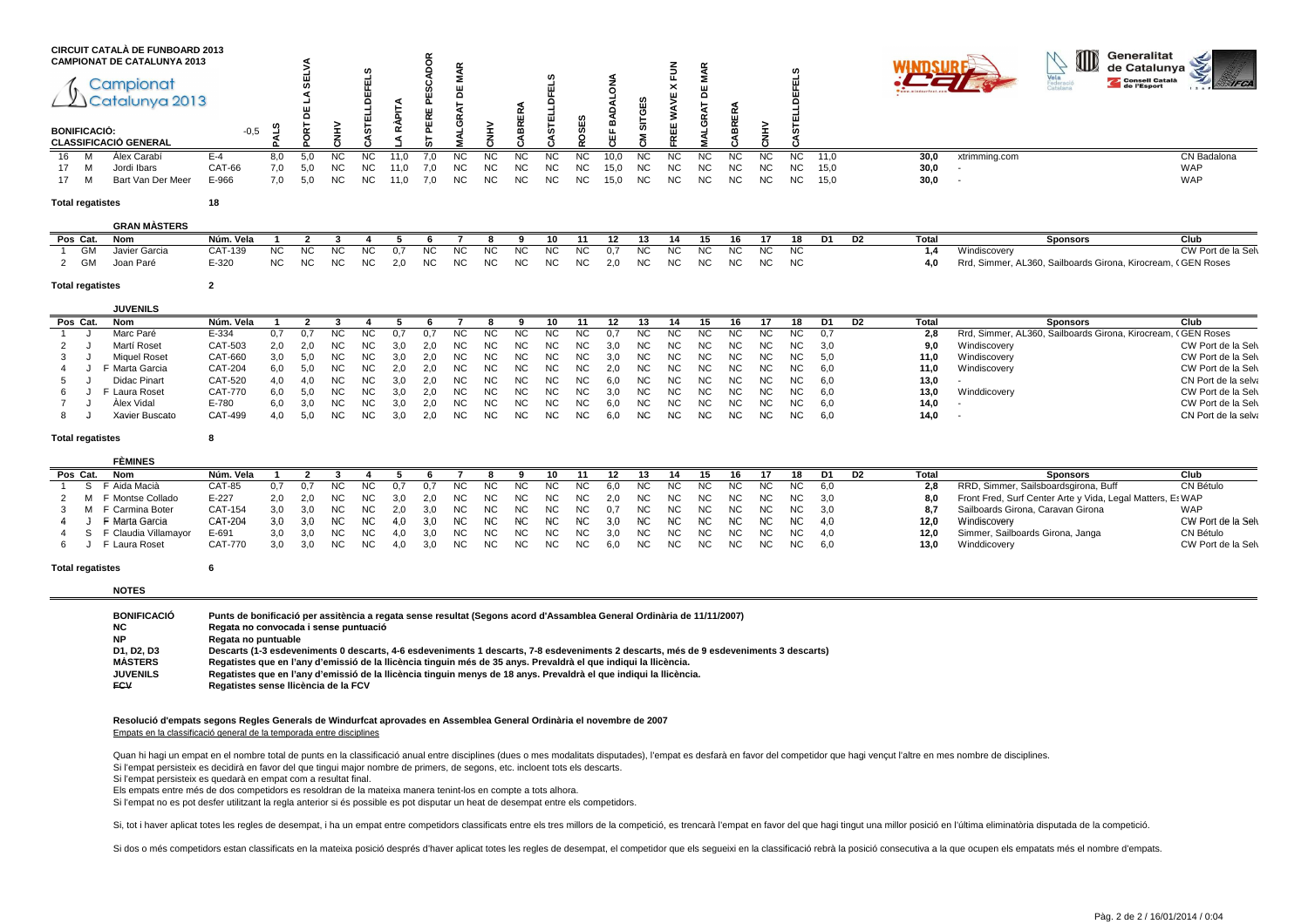**CIRCUIT CATALÀ DE FUNBOARD 2013**
**CAMPIONAT DE CATALUNYA 2013**

Campionat Catalunya 2013

**BONIFICACIÓ:** -0,5

**CLASSIFICACIÓ GENERAL**

| Pos | Cat. | Nom | Núm. Vela | PALS | PORT DE LA SELVA | CNHV | CASTELLDEFELS | LA RÀPITA | ST PERE PESCADOR | MALGRAT DE MAR | CNHV | CABRERA | CASTELLDEFELS | ROSES | CEF BADALONA | CM SITGES | FREE WAVE X FUN | MALGRAT DE MAR | CABRERA | CNHV | CASTELLDEFELS | D1 | D2 | Total | Sponsors | Club |
|---|---|---|---|---|---|---|---|---|---|---|---|---|---|---|---|---|---|---|---|---|---|---|---|---|---|---|
| 16 | M | Àlex Carabí | E-4 | 8,0 | 5,0 | NC | NC | 11,0 | 7,0 | NC | NC | NC | NC | NC | 10,0 | NC | NC | NC | NC | NC | NC | 11,0 | | 30,0 | xtrimming.com | CN Badalona |
| 17 | M | Jordi Ibars | CAT-66 | 7,0 | 5,0 | NC | NC | 11,0 | 7,0 | NC | NC | NC | NC | NC | 15,0 | NC | NC | NC | NC | NC | NC | 15,0 | | 30,0 | - | WAP |
| 17 | M | Bart Van Der Meer | E-966 | 7,0 | 5,0 | NC | NC | 11,0 | 7,0 | NC | NC | NC | NC | NC | 15,0 | NC | NC | NC | NC | NC | NC | 15,0 | | 30,0 | - | WAP |

**Total regatistes** 18

**GRAN MÀSTERS**

| Pos | Cat. | Nom | Núm. Vela | 1 | 2 | 3 | 4 | 5 | 6 | 7 | 8 | 9 | 10 | 11 | 12 | 13 | 14 | 15 | 16 | 17 | 18 | D1 | D2 | Total | Sponsors | Club |
|---|---|---|---|---|---|---|---|---|---|---|---|---|---|---|---|---|---|---|---|---|---|---|---|---|---|---|
| 1 | GM | Javier Garcia | CAT-139 | NC | NC | NC | NC | 0,7 | NC | NC | NC | NC | NC | NC | 0,7 | NC | NC | NC | NC | NC | NC | | | 1,4 | Windiscovery | CW Port de la Selv |
| 2 | GM | Joan Paré | E-320 | NC | NC | NC | NC | 2,0 | NC | NC | NC | NC | NC | NC | 2,0 | NC | NC | NC | NC | NC | NC | | | 4,0 | Rrd, Simmer, AL360, Sailboards Girona, Kirocream, ( | GEN Roses |

**Total regatistes** 2

**JUVENILS**

| Pos | Cat. | Nom | Núm. Vela | 1 | 2 | 3 | 4 | 5 | 6 | 7 | 8 | 9 | 10 | 11 | 12 | 13 | 14 | 15 | 16 | 17 | 18 | D1 | D2 | Total | Sponsors | Club |
|---|---|---|---|---|---|---|---|---|---|---|---|---|---|---|---|---|---|---|---|---|---|---|---|---|---|---|
| 1 | J | Marc Paré | E-334 | 0,7 | 0,7 | NC | NC | 0,7 | 0,7 | NC | NC | NC | NC | NC | 0,7 | NC | NC | NC | NC | NC | NC | 0,7 | | 2,8 | Rrd, Simmer, AL360, Sailboards Girona, Kirocream, ( | GEN Roses |
| 2 | J | Martí Roset | CAT-503 | 2,0 | 2,0 | NC | NC | 3,0 | 2,0 | NC | NC | NC | NC | NC | 3,0 | NC | NC | NC | NC | NC | NC | 3,0 | | 9,0 | Windiscovery | CW Port de la Selv |
| 3 | J | Miquel Roset | CAT-660 | 3,0 | 5,0 | NC | NC | 3,0 | 2,0 | NC | NC | NC | NC | NC | 3,0 | NC | NC | NC | NC | NC | NC | 5,0 | | 11,0 | Windiscovery | CW Port de la Selv |
| 4 | J F | Marta Garcia | CAT-204 | 6,0 | 5,0 | NC | NC | 2,0 | 2,0 | NC | NC | NC | NC | NC | 2,0 | NC | NC | NC | NC | NC | NC | 6,0 | | 11,0 | Windiscovery | CW Port de la Selv |
| 5 | J | Didac Pinart | CAT-520 | 4,0 | 4,0 | NC | NC | 3,0 | 2,0 | NC | NC | NC | NC | NC | 6,0 | NC | NC | NC | NC | NC | NC | 6,0 | | 13,0 | - | CN Port de la selva |
| 6 | J F | Laura Roset | CAT-770 | 6,0 | 5,0 | NC | NC | 3,0 | 2,0 | NC | NC | NC | NC | NC | 3,0 | NC | NC | NC | NC | NC | NC | 6,0 | | 13,0 | Winddiscovery | CW Port de la Selv |
| 7 | J | Àlex Vidal | E-780 | 6,0 | 3,0 | NC | NC | 3,0 | 2,0 | NC | NC | NC | NC | NC | 6,0 | NC | NC | NC | NC | NC | NC | 6,0 | | 14,0 | - | CW Port de la Selv |
| 8 | J | Xavier Buscato | CAT-499 | 4,0 | 5,0 | NC | NC | 3,0 | 2,0 | NC | NC | NC | NC | NC | 6,0 | NC | NC | NC | NC | NC | NC | 6,0 | | 14,0 | - | CN Port de la selva |

**Total regatistes** 8

**FÈMINES**

| Pos | Cat. | Nom | Núm. Vela | 1 | 2 | 3 | 4 | 5 | 6 | 7 | 8 | 9 | 10 | 11 | 12 | 13 | 14 | 15 | 16 | 17 | 18 | D1 | D2 | Total | Sponsors | Club |
|---|---|---|---|---|---|---|---|---|---|---|---|---|---|---|---|---|---|---|---|---|---|---|---|---|---|---|
| 1 | S F | Aida Macià | CAT-85 | 0,7 | 0,7 | NC | NC | 0,7 | 0,7 | NC | NC | NC | NC | NC | 6,0 | NC | NC | NC | NC | NC | NC | 6,0 | | 2,8 | RRD, Simmer, Sailsboardsgirona, Buff | CN Bétulo |
| 2 | M F | Montse Collado | E-227 | 2,0 | 2,0 | NC | NC | 3,0 | 2,0 | NC | NC | NC | NC | NC | 2,0 | NC | NC | NC | NC | NC | NC | 3,0 | | 8,0 | Front Fred, Surf Center Arte y Vida, Legal Matters, Es | WAP |
| 3 | M F | Carmina Boter | CAT-154 | 3,0 | 3,0 | NC | NC | 2,0 | 3,0 | NC | NC | NC | NC | NC | 0,7 | NC | NC | NC | NC | NC | NC | 3,0 | | 8,7 | Sailboards Girona, Caravan Girona | WAP |
| 4 | J F | Marta Garcia | CAT-204 | 3,0 | 3,0 | NC | NC | 4,0 | 3,0 | NC | NC | NC | NC | NC | 3,0 | NC | NC | NC | NC | NC | NC | 4,0 | | 12,0 | Windiscovery | CW Port de la Selv |
| 4 | S F | Claudia Villamayor | E-691 | 3,0 | 3,0 | NC | NC | 4,0 | 3,0 | NC | NC | NC | NC | NC | 3,0 | NC | NC | NC | NC | NC | NC | 4,0 | | 12,0 | Simmer, Sailboards Girona, Janga | CN Bétulo |
| 6 | J F | Laura Roset | CAT-770 | 3,0 | 3,0 | NC | NC | 4,0 | 3,0 | NC | NC | NC | NC | NC | 6,0 | NC | NC | NC | NC | NC | NC | 6,0 | | 13,0 | Winddiscovery | CW Port de la Selv |

**Total regatistes** 6

**NOTES**

| | |
|---|---|
| **BONIFICACIÓ** | **Punts de bonificació per assistència a regata sense resultat (Segons acord d'Assamblea General Ordinària de 11/11/2007)** |
| **NC** | **Regata no convocada i sense puntuació** |
| **NP** | **Regata no puntuable** |
| **D1, D2, D3** | **Descarts (1-3 esdeveniments 0 descarts, 4-6 esdeveniments 1 descarts, 7-8 esdeveniments 2 descarts, més de 9 esdeveniments 3 descarts)** |
| **MÀSTERS** | **Regatistes que en l'any d'emissió de la llicència tinguin més de 35 anys. Prevaldrà el que indiqui la llicència.** |
| **JUVENILS** | **Regatistes que en l'any d'emissió de la llicència tinguin menys de 18 anys. Prevaldrà el que indiqui la llicència.** |
| **FCV** | **Regatistes sense llicència de la FCV** |

**Resolució d'empats segons Regles Generals de Windurfcat aprovades en Assemblea General Ordinària el novembre de 2007**

Empats en la classificació general de la temporada entre disciplines

Quan hi hagi un empat en el nombre total de punts en la classificació anual entre disciplines (dues o mes modalitats disputades), l'empat es desfarà en favor del competidor que hagi vençut l'altre en mes nombre de disciplines.

Si l'empat persisteix es decidirà en favor del que tingui major nombre de primers, de segons, etc. incloent tots els descarts.

Si l'empat persisteix es quedarà en empat com a resultat final.

Els empats entre més de dos competidors es resoldran de la mateixa manera tenint-los en compte a tots alhora.

Si l'empat no es pot desfer utilitzant la regla anterior si és possible es pot disputar un heat de desempat entre els competidors.

Si, tot i haver aplicat totes les regles de desempat, i ha un empat entre competidors classificats entre els tres millors de la competició, es trencarà l'empat en favor del que hagi tingut una millor posició en l'última eliminatòria disputada de la competició.

Si dos o més competidors estan classificats en la mateixa posició després d'haver aplicat totes les regles de desempat, el competidor que els segueixi en la classificació rebrà la posició consecutiva a la que ocupen els empatats més el nombre d'empats.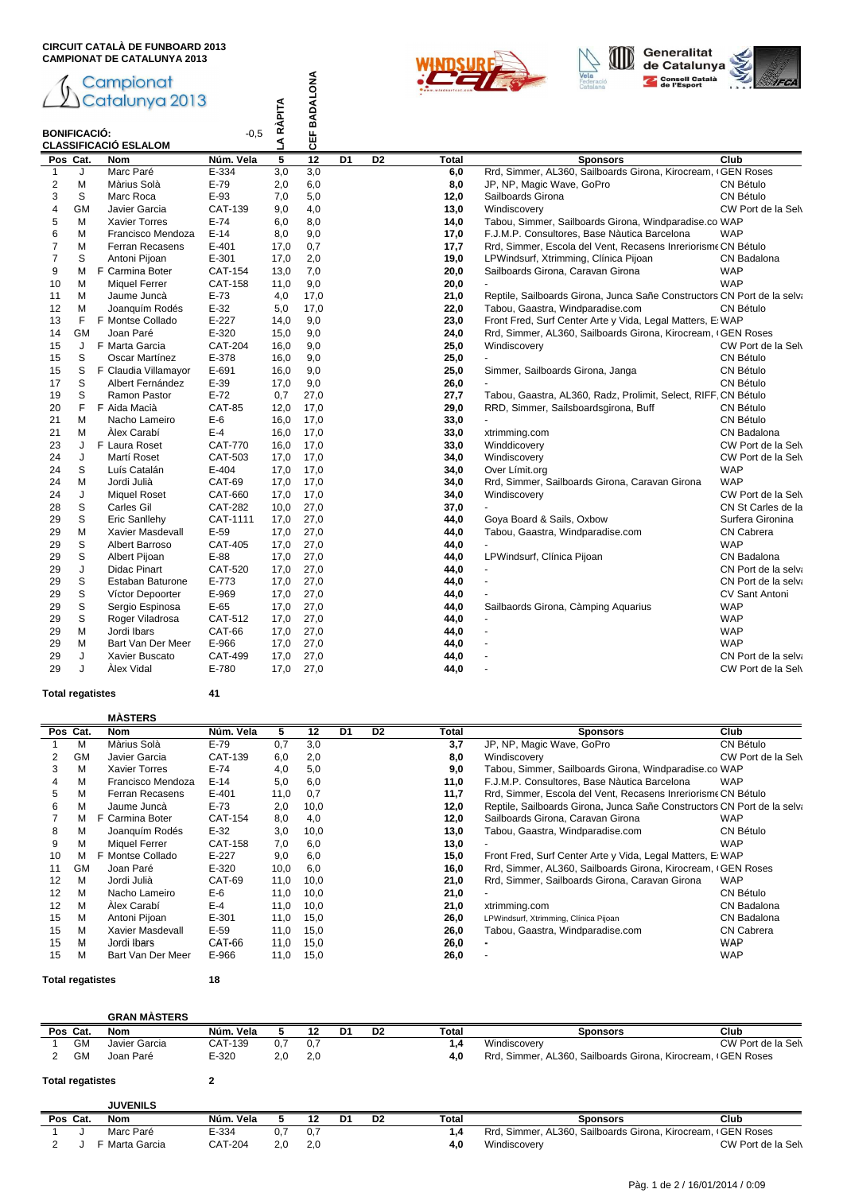**CIRCUIT CATALÀ DE FUNBOARD 2013**
**CAMPIONAT DE CATALUNYA 2013**

Campionat Catalunya 2013

**BONIFICACIÓ:** -0,5

**CLASSIFICACIÓ ESLALOM**

| Pos | Cat. | Nom | Núm. Vela | 5 (LA RÀPITA) | 12 (CEF BADALONA) | D1 | D2 | Total | Sponsors | Club |
|---|---|---|---|---|---|---|---|---|---|---|
| 1 | J | Marc Paré | E-334 | 3,0 | 3,0 | | | 6,0 | Rrd, Simmer, AL360, Sailboards Girona, Kirocream, ( | GEN Roses |
| 2 | M | Màrius Solà | E-79 | 2,0 | 6,0 | | | 8,0 | JP, NP, Magic Wave, GoPro | CN Bétulo |
| 3 | S | Marc Roca | E-93 | 7,0 | 5,0 | | | 12,0 | Sailboards Girona | CN Bétulo |
| 4 | GM | Javier Garcia | CAT-139 | 9,0 | 4,0 | | | 13,0 | Windiscovery | CW Port de la Selv |
| 5 | M | Xavier Torres | E-74 | 6,0 | 8,0 | | | 14,0 | Tabou, Simmer, Sailboards Girona, Windparadise.co | WAP |
| 6 | M | Francisco Mendoza | E-14 | 8,0 | 9,0 | | | 17,0 | F.J.M.P. Consultores, Base Nàutica Barcelona | WAP |
| 7 | M | Ferran Recasens | E-401 | 17,0 | 0,7 | | | 17,7 | Rrd, Simmer, Escola del Vent, Recasens Inrerorisme | CN Bétulo |
| 7 | S | Antoni Pijoan | E-301 | 17,0 | 2,0 | | | 19,0 | LPWindsurf, Xtrimming, Clínica Pijoan | CN Badalona |
| 9 | M F | Carmina Boter | CAT-154 | 13,0 | 7,0 | | | 20,0 | Sailboards Girona, Caravan Girona | WAP |
| 10 | M | Miquel Ferrer | CAT-158 | 11,0 | 9,0 | | | 20,0 | - | WAP |
| 11 | M | Jaume Juncà | E-73 | 4,0 | 17,0 | | | 21,0 | Reptile, Sailboards Girona, Junca Sañe Constructors | CN Port de la selva |
| 12 | M | Joanquím Rodés | E-32 | 5,0 | 17,0 | | | 22,0 | Tabou, Gaastra, Windparadise.com | CN Bétulo |
| 13 | F F | Montse Collado | E-227 | 14,0 | 9,0 | | | 23,0 | Front Fred, Surf Center Arte y Vida, Legal Matters, E | WAP |
| 14 | GM | Joan Paré | E-320 | 15,0 | 9,0 | | | 24,0 | Rrd, Simmer, AL360, Sailboards Girona, Kirocream, ( | GEN Roses |
| 15 | J F | Marta Garcia | CAT-204 | 16,0 | 9,0 | | | 25,0 | Windiscovery | CW Port de la Selv |
| 15 | S | Oscar Martínez | E-378 | 16,0 | 9,0 | | | 25,0 | - | CN Bétulo |
| 15 | S F | Claudia Villamayor | E-691 | 16,0 | 9,0 | | | 25,0 | Simmer, Sailboards Girona, Janga | CN Bétulo |
| 17 | S | Albert Fernández | E-39 | 17,0 | 9,0 | | | 26,0 | - | CN Bétulo |
| 19 | S | Ramon Pastor | E-72 | 0,7 | 27,0 | | | 27,7 | Tabou, Gaastra, AL360, Radz, Prolimit, Select, RIFF, | CN Bétulo |
| 20 | F F | Aida Macià | CAT-85 | 12,0 | 17,0 | | | 29,0 | RRD, Simmer, Sailsboardsgirona, Buff | CN Bétulo |
| 21 | M | Nacho Lameiro | E-6 | 16,0 | 17,0 | | | 33,0 | - | CN Bétulo |
| 21 | M | Àlex Carabí | E-4 | 16,0 | 17,0 | | | 33,0 | xtrimming.com | CN Badalona |
| 23 | J F | Laura Roset | CAT-770 | 16,0 | 17,0 | | | 33,0 | Winddicovery | CW Port de la Selv |
| 24 | J | Martí Roset | CAT-503 | 17,0 | 17,0 | | | 34,0 | Windiscovery | CW Port de la Selv |
| 24 | S | Luís Catalán | E-404 | 17,0 | 17,0 | | | 34,0 | Over Límit.org | WAP |
| 24 | M | Jordi Julià | CAT-69 | 17,0 | 17,0 | | | 34,0 | Rrd, Simmer, Sailboards Girona, Caravan Girona | WAP |
| 24 | J | Miquel Roset | CAT-660 | 17,0 | 17,0 | | | 34,0 | Windiscovery | CW Port de la Selv |
| 28 | S | Carles Gil | CAT-282 | 10,0 | 27,0 | | | 37,0 | - | CN St Carles de la |
| 29 | S | Eric Sanllehy | CAT-1111 | 17,0 | 27,0 | | | 44,0 | Goya Board & Sails, Oxbow | Surfera Gironina |
| 29 | M | Xavier Masdevall | E-59 | 17,0 | 27,0 | | | 44,0 | Tabou, Gaastra, Windparadise.com | CN Cabrera |
| 29 | S | Albert Barroso | CAT-405 | 17,0 | 27,0 | | | 44,0 | - | WAP |
| 29 | S | Albert Pijoan | E-88 | 17,0 | 27,0 | | | 44,0 | LPWindsurf, Clínica Pijoan | CN Badalona |
| 29 | J | Didac Pinart | CAT-520 | 17,0 | 27,0 | | | 44,0 | - | CN Port de la selva |
| 29 | S | Estaban Baturone | E-773 | 17,0 | 27,0 | | | 44,0 | - | CN Port de la selva |
| 29 | S | Víctor Depoorter | E-969 | 17,0 | 27,0 | | | 44,0 | - | CV Sant Antoni |
| 29 | S | Sergio Espinosa | E-65 | 17,0 | 27,0 | | | 44,0 | Sailbaords Girona, Càmping Aquarius | WAP |
| 29 | S | Roger Viladrosa | CAT-512 | 17,0 | 27,0 | | | 44,0 | - | WAP |
| 29 | M | Jordi Ibars | CAT-66 | 17,0 | 27,0 | | | 44,0 | - | WAP |
| 29 | M | Bart Van Der Meer | E-966 | 17,0 | 27,0 | | | 44,0 | - | WAP |
| 29 | J | Xavier Buscato | CAT-499 | 17,0 | 27,0 | | | 44,0 | - | CN Port de la selva |
| 29 | J | Àlex Vidal | E-780 | 17,0 | 27,0 | | | 44,0 | - | CW Port de la Selv |

**Total regatistes** 41

**MÀSTERS**

| Pos | Cat. | Nom | Núm. Vela | 5 | 12 | D1 | D2 | Total | Sponsors | Club |
|---|---|---|---|---|---|---|---|---|---|---|
| 1 | M | Màrius Solà | E-79 | 0,7 | 3,0 | | | 3,7 | JP, NP, Magic Wave, GoPro | CN Bétulo |
| 2 | GM | Javier Garcia | CAT-139 | 6,0 | 2,0 | | | 8,0 | Windiscovery | CW Port de la Selv |
| 3 | M | Xavier Torres | E-74 | 4,0 | 5,0 | | | 9,0 | Tabou, Simmer, Sailboards Girona, Windparadise.co | WAP |
| 4 | M | Francisco Mendoza | E-14 | 5,0 | 6,0 | | | 11,0 | F.J.M.P. Consultores, Base Nàutica Barcelona | WAP |
| 5 | M | Ferran Recasens | E-401 | 11,0 | 0,7 | | | 11,7 | Rrd, Simmer, Escola del Vent, Recasens Inrerorisme | CN Bétulo |
| 6 | M | Jaume Juncà | E-73 | 2,0 | 10,0 | | | 12,0 | Reptile, Sailboards Girona, Junca Sañe Constructors | CN Port de la selva |
| 7 | M F | Carmina Boter | CAT-154 | 8,0 | 4,0 | | | 12,0 | Sailboards Girona, Caravan Girona | WAP |
| 8 | M | Joanquím Rodés | E-32 | 3,0 | 10,0 | | | 13,0 | Tabou, Gaastra, Windparadise.com | CN Bétulo |
| 9 | M | Miquel Ferrer | CAT-158 | 7,0 | 6,0 | | | 13,0 | - | WAP |
| 10 | M F | Montse Collado | E-227 | 9,0 | 6,0 | | | 15,0 | Front Fred, Surf Center Arte y Vida, Legal Matters, E | WAP |
| 11 | GM | Joan Paré | E-320 | 10,0 | 6,0 | | | 16,0 | Rrd, Simmer, AL360, Sailboards Girona, Kirocream, ( | GEN Roses |
| 12 | M | Jordi Julià | CAT-69 | 11,0 | 10,0 | | | 21,0 | Rrd, Simmer, Sailboards Girona, Caravan Girona | WAP |
| 12 | M | Nacho Lameiro | E-6 | 11,0 | 10,0 | | | 21,0 | - | CN Bétulo |
| 12 | M | Àlex Carabí | E-4 | 11,0 | 10,0 | | | 21,0 | xtrimming.com | CN Badalona |
| 15 | M | Antoni Pijoan | E-301 | 11,0 | 15,0 | | | 26,0 | LPWindsurf, Xtrimming, Clínica Pijoan | CN Badalona |
| 15 | M | Xavier Masdevall | E-59 | 11,0 | 15,0 | | | 26,0 | Tabou, Gaastra, Windparadise.com | CN Cabrera |
| 15 | M | Jordi Ibars | CAT-66 | 11,0 | 15,0 | | | 26,0 | - | WAP |
| 15 | M | Bart Van Der Meer | E-966 | 11,0 | 15,0 | | | 26,0 | - | WAP |

**Total regatistes** 18

**GRAN MÀSTERS**

| Pos | Cat. | Nom | Núm. Vela | 5 | 12 | D1 | D2 | Total | Sponsors | Club |
|---|---|---|---|---|---|---|---|---|---|---|
| 1 | GM | Javier Garcia | CAT-139 | 0,7 | 0,7 | | | 1,4 | Windiscovery | CW Port de la Selv |
| 2 | GM | Joan Paré | E-320 | 2,0 | 2,0 | | | 4,0 | Rrd, Simmer, AL360, Sailboards Girona, Kirocream, ( | GEN Roses |

**Total regatistes** 2

**JUVENILS**

| Pos | Cat. | Nom | Núm. Vela | 5 | 12 | D1 | D2 | Total | Sponsors | Club |
|---|---|---|---|---|---|---|---|---|---|---|
| 1 | J | Marc Paré | E-334 | 0,7 | 0,7 | | | 1,4 | Rrd, Simmer, AL360, Sailboards Girona, Kirocream, ( | GEN Roses |
| 2 | J F | Marta Garcia | CAT-204 | 2,0 | 2,0 | | | 4,0 | Windiscovery | CW Port de la Selv |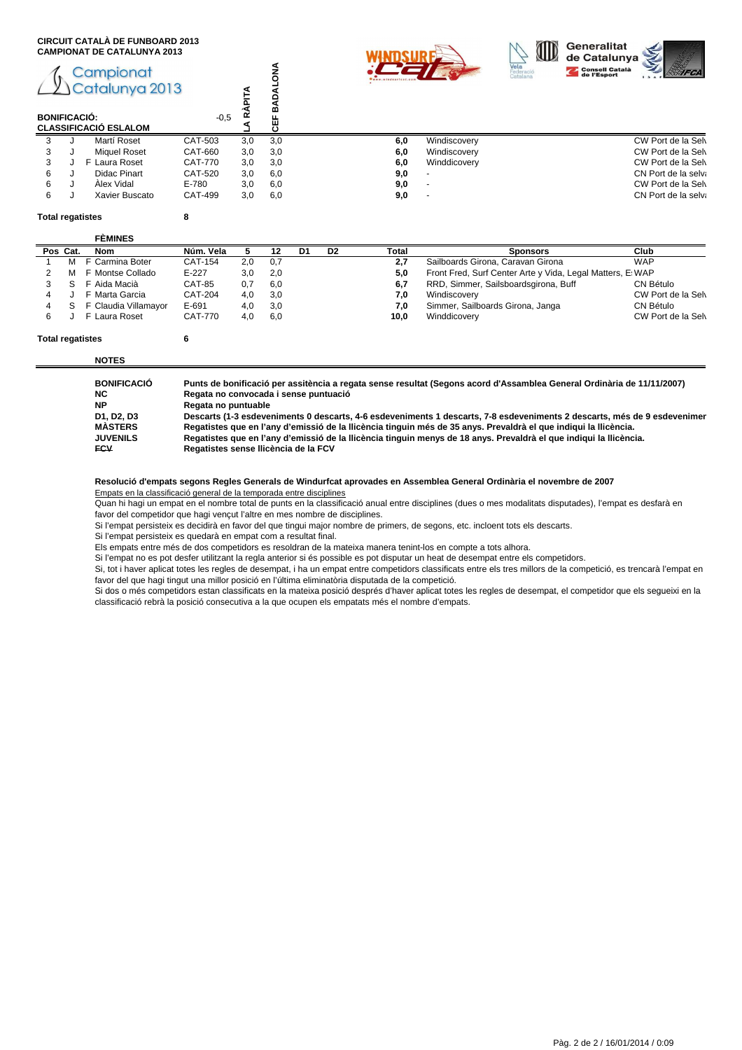**CIRCUIT CATALÀ DE FUNBOARD 2013**
**CAMPIONAT DE CATALUNYA 2013**

Campionat Catalunya 2013

**BONIFICACIÓ:** -0,5

**CLASSIFICACIÓ ESLALOM**

| Pos | Cat. | | Nom | Núm. Vela | LA RÀPITA | CEF BADALONA | | | Total | Sponsors | Club |
|---|---|---|---|---|---|---|---|---|---|---|---|
| 3 | J | | Martí Roset | CAT-503 | 3,0 | 3,0 | | | **6,0** | Windiscovery | CW Port de la Selv |
| 3 | J | | Miquel Roset | CAT-660 | 3,0 | 3,0 | | | **6,0** | Windiscovery | CW Port de la Selv |
| 3 | J | F | Laura Roset | CAT-770 | 3,0 | 3,0 | | | **6,0** | Winddicovery | CW Port de la Selv |
| 6 | J | | Didac Pinart | CAT-520 | 3,0 | 6,0 | | | **9,0** | - | CN Port de la selva |
| 6 | J | | Àlex Vidal | E-780 | 3,0 | 6,0 | | | **9,0** | - | CW Port de la Selv |
| 6 | J | | Xavier Buscato | CAT-499 | 3,0 | 6,0 | | | **9,0** | - | CN Port de la selva |

**Total regatistes** 8

**FÈMINES**

| Pos | Cat. | | Nom | Núm. Vela | 5 | 12 | D1 | D2 | Total | Sponsors | Club |
|---|---|---|---|---|---|---|---|---|---|---|---|
| 1 | M | F | Carmina Boter | CAT-154 | 2,0 | 0,7 | | | **2,7** | Sailboards Girona, Caravan Girona | WAP |
| 2 | M | F | Montse Collado | E-227 | 3,0 | 2,0 | | | **5,0** | Front Fred, Surf Center Arte y Vida, Legal Matters, E | WAP |
| 3 | S | F | Aida Macià | CAT-85 | 0,7 | 6,0 | | | **6,7** | RRD, Simmer, Sailsboardsgirona, Buff | CN Bétulo |
| 4 | J | F | Marta Garcia | CAT-204 | 4,0 | 3,0 | | | **7,0** | Windiscovery | CW Port de la Selv |
| 4 | S | F | Claudia Villamayor | E-691 | 4,0 | 3,0 | | | **7,0** | Simmer, Sailboards Girona, Janga | CN Bétulo |
| 6 | J | F | Laura Roset | CAT-770 | 4,0 | 6,0 | | | **10,0** | Winddicovery | CW Port de la Selv |

**Total regatistes** 6

**NOTES**

| | |
|---|---|
| **BONIFICACIÓ** | **Punts de bonificació per assistència a regata sense resultat (Segons acord d'Assamblea General Ordinària de 11/11/2007)** |
| **NC** | **Regata no convocada i sense puntuació** |
| **NP** | **Regata no puntuable** |
| **D1, D2, D3** | **Descarts (1-3 esdeveniments 0 descarts, 4-6 esdeveniments 1 descarts, 7-8 esdeveniments 2 descarts, més de 9 esdevenimer** |
| **MÀSTERS** | **Regatistes que en l'any d'emissió de la llicència tinguin més de 35 anys. Prevaldrà el que indiqui la llicència.** |
| **JUVENILS** | **Regatistes que en l'any d'emissió de la llicència tinguin menys de 18 anys. Prevaldrà el que indiqui la llicència.** |
| **~~FCV~~** | **Regatistes sense llicència de la FCV** |

**Resolució d'empats segons Regles Generals de Windurfcat aprovades en Assemblea General Ordinària el novembre de 2007**

Empats en la classificació general de la temporada entre disciplines

Quan hi hagi un empat en el nombre total de punts en la classificació anual entre disciplines (dues o mes modalitats disputades), l'empat es desfarà en favor del competidor que hagi vençut l'altre en mes nombre de disciplines.

Si l'empat persisteix es decidirà en favor del que tingui major nombre de primers, de segons, etc. incloent tots els descarts.

Si l'empat persisteix es quedarà en empat com a resultat final.

Els empats entre més de dos competidors es resoldran de la mateixa manera tenint-los en compte a tots alhora.

Si l'empat no es pot desfer utilitzant la regla anterior si és possible es pot disputar un heat de desempat entre els competidors.

Si, tot i haver aplicat totes les regles de desempat, i ha un empat entre competidors classificats entre els tres millors de la competició, es trencarà l'empat en favor del que hagi tingut una millor posició en l'última eliminatòria disputada de la competició.

Si dos o més competidors estan classificats en la mateixa posició després d'haver aplicat totes les regles de desempat, el competidor que els segueixi en la classificació rebrà la posició consecutiva a la que ocupen els empatats més el nombre d'empats.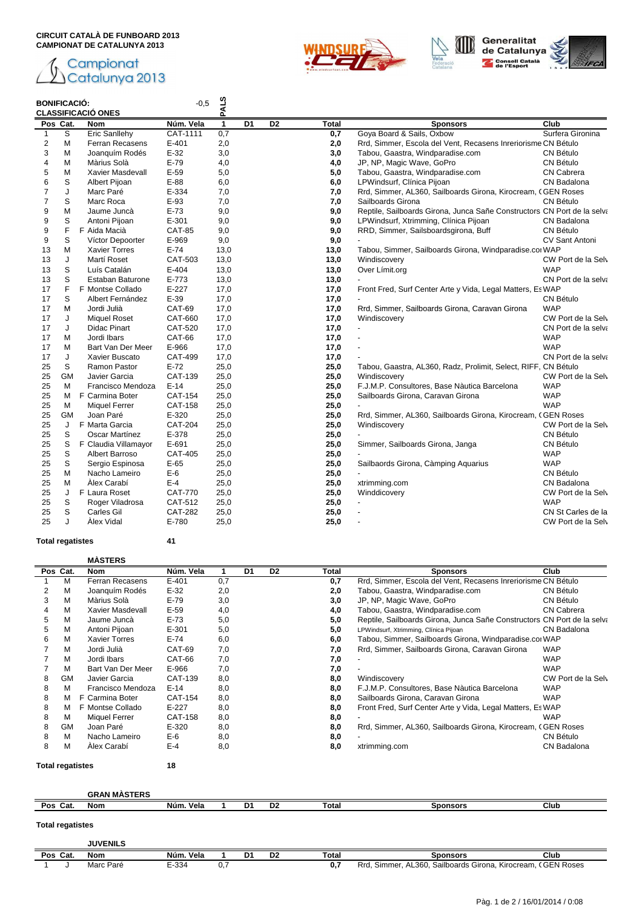**CIRCUIT CATALÀ DE FUNBOARD 2013**
**CAMPIONAT DE CATALUNYA 2013**

Campionat Catalunya 2013

**BONIFICACIÓ:** -0,5 **PALS**

**CLASSIFICACIÓ ONES**

| Pos | Cat. | | Nom | Núm. Vela | 1 | D1 | D2 | Total | Sponsors | Club |
|---|---|---|---|---|---|---|---|---|---|---|
| 1 | S | | Eric Sanllehy | CAT-1111 | 0,7 | | | **0,7** | Goya Board & Sails, Oxbow | Surfera Gironina |
| 2 | M | | Ferran Recasens | E-401 | 2,0 | | | **2,0** | Rrd, Simmer, Escola del Vent, Recasens Inreriorisme | CN Bétulo |
| 3 | M | | Joanquím Rodés | E-32 | 3,0 | | | **3,0** | Tabou, Gaastra, Windparadise.com | CN Bétulo |
| 4 | M | | Màrius Solà | E-79 | 4,0 | | | **4,0** | JP, NP, Magic Wave, GoPro | CN Bétulo |
| 5 | M | | Xavier Masdevall | E-59 | 5,0 | | | **5,0** | Tabou, Gaastra, Windparadise.com | CN Cabrera |
| 6 | S | | Albert Pijoan | E-88 | 6,0 | | | **6,0** | LPWindsurf, Clínica Pijoan | CN Badalona |
| 7 | J | | Marc Paré | E-334 | 7,0 | | | **7,0** | Rrd, Simmer, AL360, Sailboards Girona, Kirocream, ( | GEN Roses |
| 7 | S | | Marc Roca | E-93 | 7,0 | | | **7,0** | Sailboards Girona | CN Bétulo |
| 9 | M | | Jaume Juncà | E-73 | 9,0 | | | **9,0** | Reptile, Sailboards Girona, Junca Sañe Constructors | CN Port de la selva |
| 9 | S | | Antoni Pijoan | E-301 | 9,0 | | | **9,0** | LPWindsurf, Xtrimming, Clínica Pijoan | CN Badalona |
| 9 | F | F | Aida Macià | CAT-85 | 9,0 | | | **9,0** | RRD, Simmer, Sailsboardsgirona, Buff | CN Bétulo |
| 9 | S | | Víctor Depoorter | E-969 | 9,0 | | | **9,0** | - | CV Sant Antoni |
| 13 | M | | Xavier Torres | E-74 | 13,0 | | | **13,0** | Tabou, Simmer, Sailboards Girona, Windparadise.com | WAP |
| 13 | J | | Martí Roset | CAT-503 | 13,0 | | | **13,0** | Windiscovery | CW Port de la Selva |
| 13 | S | | Luís Catalán | E-404 | 13,0 | | | **13,0** | Over Límit.org | WAP |
| 13 | S | | Estaban Baturone | E-773 | 13,0 | | | **13,0** | - | CN Port de la selva |
| 17 | F | F | Montse Collado | E-227 | 17,0 | | | **17,0** | Front Fred, Surf Center Arte y Vida, Legal Matters, Es | WAP |
| 17 | S | | Albert Fernández | E-39 | 17,0 | | | **17,0** | - | CN Bétulo |
| 17 | M | | Jordi Julià | CAT-69 | 17,0 | | | **17,0** | Rrd, Simmer, Sailboards Girona, Caravan Girona | WAP |
| 17 | J | | Miquel Roset | CAT-660 | 17,0 | | | **17,0** | Windiscovery | CW Port de la Selva |
| 17 | J | | Didac Pinart | CAT-520 | 17,0 | | | **17,0** | - | CN Port de la selva |
| 17 | M | | Jordi Ibars | CAT-66 | 17,0 | | | **17,0** | - | WAP |
| 17 | M | | Bart Van Der Meer | E-966 | 17,0 | | | **17,0** | - | WAP |
| 17 | J | | Xavier Buscato | CAT-499 | 17,0 | | | **17,0** | - | CN Port de la selva |
| 25 | S | | Ramon Pastor | E-72 | 25,0 | | | **25,0** | Tabou, Gaastra, AL360, Radz, Prolimit, Select, RIFF, | CN Bétulo |
| 25 | GM | | Javier Garcia | CAT-139 | 25,0 | | | **25,0** | Windiscovery | CW Port de la Selva |
| 25 | M | | Francisco Mendoza | E-14 | 25,0 | | | **25,0** | F.J.M.P. Consultores, Base Nàutica Barcelona | WAP |
| 25 | M | F | Carmina Boter | CAT-154 | 25,0 | | | **25,0** | Sailboards Girona, Caravan Girona | WAP |
| 25 | M | | Miquel Ferrer | CAT-158 | 25,0 | | | **25,0** | - | WAP |
| 25 | GM | | Joan Paré | E-320 | 25,0 | | | **25,0** | Rrd, Simmer, AL360, Sailboards Girona, Kirocream, ( | GEN Roses |
| 25 | J | F | Marta Garcia | CAT-204 | 25,0 | | | **25,0** | Windiscovery | CW Port de la Selva |
| 25 | S | | Oscar Martínez | E-378 | 25,0 | | | **25,0** | - | CN Bétulo |
| 25 | S | F | Claudia Villamayor | E-691 | 25,0 | | | **25,0** | Simmer, Sailboards Girona, Janga | CN Bétulo |
| 25 | S | | Albert Barroso | CAT-405 | 25,0 | | | **25,0** | - | WAP |
| 25 | S | | Sergio Espinosa | E-65 | 25,0 | | | **25,0** | Sailbaords Girona, Càmping Aquarius | WAP |
| 25 | M | | Nacho Lameiro | E-6 | 25,0 | | | **25,0** | - | CN Bétulo |
| 25 | M | | Àlex Carabí | E-4 | 25,0 | | | **25,0** | xtrimming.com | CN Badalona |
| 25 | J | F | Laura Roset | CAT-770 | 25,0 | | | **25,0** | Winddiscovery | CW Port de la Selva |
| 25 | S | | Roger Viladrosa | CAT-512 | 25,0 | | | **25,0** | - | WAP |
| 25 | S | | Carles Gil | CAT-282 | 25,0 | | | **25,0** | - | CN St Carles de la |
| 25 | J | | Àlex Vidal | E-780 | 25,0 | | | **25,0** | - | CW Port de la Selva |

**Total regatistes** 41

**MÀSTERS**

| Pos | Cat. | | Nom | Núm. Vela | 1 | D1 | D2 | Total | Sponsors | Club |
|---|---|---|---|---|---|---|---|---|---|---|
| 1 | M | | Ferran Recasens | E-401 | 0,7 | | | **0,7** | Rrd, Simmer, Escola del Vent, Recasens Inreriorisme | CN Bétulo |
| 2 | M | | Joanquím Rodés | E-32 | 2,0 | | | **2,0** | Tabou, Gaastra, Windparadise.com | CN Bétulo |
| 3 | M | | Màrius Solà | E-79 | 3,0 | | | **3,0** | JP, NP, Magic Wave, GoPro | CN Bétulo |
| 4 | M | | Xavier Masdevall | E-59 | 4,0 | | | **4,0** | Tabou, Gaastra, Windparadise.com | CN Cabrera |
| 5 | M | | Jaume Juncà | E-73 | 5,0 | | | **5,0** | Reptile, Sailboards Girona, Junca Sañe Constructors | CN Port de la selva |
| 5 | M | | Antoni Pijoan | E-301 | 5,0 | | | **5,0** | LPWindsurf, Xtrimming, Clínica Pijoan | CN Badalona |
| 6 | M | | Xavier Torres | E-74 | 6,0 | | | **6,0** | Tabou, Simmer, Sailboards Girona, Windparadise.com | WAP |
| 7 | M | | Jordi Julià | CAT-69 | 7,0 | | | **7,0** | Rrd, Simmer, Sailboards Girona, Caravan Girona | WAP |
| 7 | M | | Jordi Ibars | CAT-66 | 7,0 | | | **7,0** | - | WAP |
| 7 | M | | Bart Van Der Meer | E-966 | 7,0 | | | **7,0** | - | WAP |
| 8 | GM | | Javier Garcia | CAT-139 | 8,0 | | | **8,0** | Windiscovery | CW Port de la Selva |
| 8 | M | | Francisco Mendoza | E-14 | 8,0 | | | **8,0** | F.J.M.P. Consultores, Base Nàutica Barcelona | WAP |
| 8 | M | F | Carmina Boter | CAT-154 | 8,0 | | | **8,0** | Sailboards Girona, Caravan Girona | WAP |
| 8 | M | F | Montse Collado | E-227 | 8,0 | | | **8,0** | Front Fred, Surf Center Arte y Vida, Legal Matters, Es | WAP |
| 8 | M | | Miquel Ferrer | CAT-158 | 8,0 | | | **8,0** | - | WAP |
| 8 | GM | | Joan Paré | E-320 | 8,0 | | | **8,0** | Rrd, Simmer, AL360, Sailboards Girona, Kirocream, ( | GEN Roses |
| 8 | M | | Nacho Lameiro | E-6 | 8,0 | | | **8,0** | - | CN Bétulo |
| 8 | M | | Àlex Carabí | E-4 | 8,0 | | | **8,0** | xtrimming.com | CN Badalona |

**Total regatistes** 18

**GRAN MÀSTERS**

| Pos | Cat. | Nom | Núm. Vela | 1 | D1 | D2 | Total | Sponsors | Club |
|---|---|---|---|---|---|---|---|---|---|

**Total regatistes**

**JUVENILS**

| Pos | Cat. | Nom | Núm. Vela | 1 | D1 | D2 | Total | Sponsors | Club |
|---|---|---|---|---|---|---|---|---|---|
| 1 | J | Marc Paré | E-334 | 0,7 | | | **0,7** | Rrd, Simmer, AL360, Sailboards Girona, Kirocream, ( | GEN Roses |

Pàg. 1 de 2 / 16/01/2014 / 0:08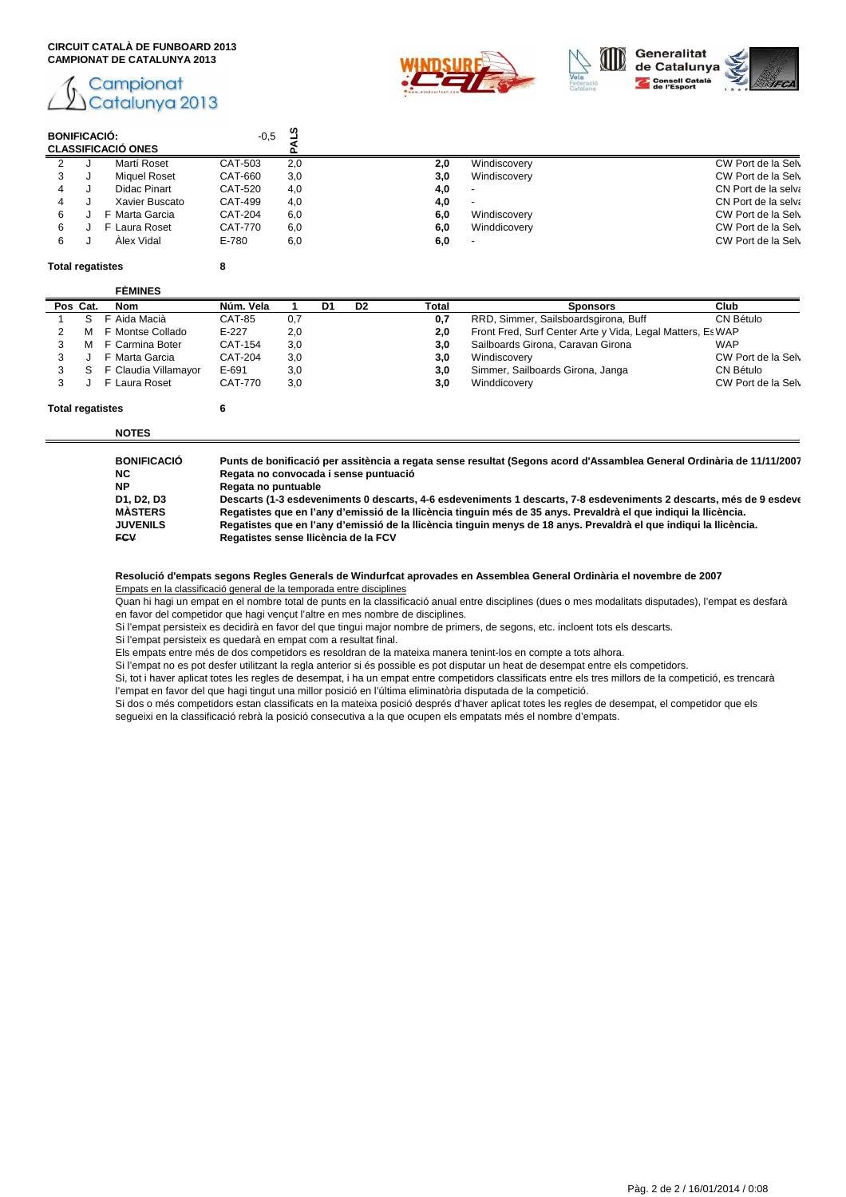**CIRCUIT CATALÀ DE FUNBOARD 2013**
**CAMPIONAT DE CATALUNYA 2013**

Campionat Catalunya 2013

**BONIFICACIÓ:** -0,5 **PALS**

**CLASSIFICACIÓ ONES**

| Pos | Cat. | | Nom | Núm. Vela | 1 | D1 | D2 | Total | Sponsors | Club |
|---|---|---|---|---|---|---|---|---|---|---|
| 2 | J | | Martí Roset | CAT-503 | 2,0 | | | **2,0** | Windiscovery | CW Port de la Selv |
| 3 | J | | Miquel Roset | CAT-660 | 3,0 | | | **3,0** | Windiscovery | CW Port de la Selv |
| 4 | J | | Didac Pinart | CAT-520 | 4,0 | | | **4,0** | - | CN Port de la selva |
| 4 | J | | Xavier Buscato | CAT-499 | 4,0 | | | **4,0** | - | CN Port de la selva |
| 6 | J | F | Marta Garcia | CAT-204 | 6,0 | | | **6,0** | Windiscovery | CW Port de la Selv |
| 6 | J | F | Laura Roset | CAT-770 | 6,0 | | | **6,0** | Winddicovery | CW Port de la Selv |
| 6 | J | | Àlex Vidal | E-780 | 6,0 | | | **6,0** | - | CW Port de la Selv |

**Total regatistes** 8

**FÈMINES**

| Pos | Cat. | | Nom | Núm. Vela | 1 | D1 | D2 | Total | Sponsors | Club |
|---|---|---|---|---|---|---|---|---|---|---|
| 1 | S | F | Aida Macià | CAT-85 | 0,7 | | | **0,7** | RRD, Simmer, Sailsboardsgirona, Buff | CN Bétulo |
| 2 | M | F | Montse Collado | E-227 | 2,0 | | | **2,0** | Front Fred, Surf Center Arte y Vida, Legal Matters, Es | WAP |
| 3 | M | F | Carmina Boter | CAT-154 | 3,0 | | | **3,0** | Sailboards Girona, Caravan Girona | WAP |
| 3 | J | F | Marta Garcia | CAT-204 | 3,0 | | | **3,0** | Windiscovery | CW Port de la Selv |
| 3 | S | F | Claudia Villamayor | E-691 | 3,0 | | | **3,0** | Simmer, Sailboards Girona, Janga | CN Bétulo |
| 3 | J | F | Laura Roset | CAT-770 | 3,0 | | | **3,0** | Winddicovery | CW Port de la Selv |

**Total regatistes** 6

**NOTES**

| | |
|---|---|
| **BONIFICACIÓ** | **Punts de bonificació per assitència a regata sense resultat (Segons acord d'Assamblea General Ordinària de 11/11/2007** |
| **NC** | **Regata no convocada i sense puntuació** |
| **NP** | **Regata no puntuable** |
| **D1, D2, D3** | **Descarts (1-3 esdeveniments 0 descarts, 4-6 esdeveniments 1 descarts, 7-8 esdeveniments 2 descarts, més de 9 esdeve** |
| **MÀSTERS** | **Regatistes que en l'any d'emissió de la llicència tinguin més de 35 anys. Prevaldrà el que indiqui la llicència.** |
| **JUVENILS** | **Regatistes que en l'any d'emissió de la llicència tinguin menys de 18 anys. Prevaldrà el que indiqui la llicència.** |
| **~~FCV~~** | **Regatistes sense llicència de la FCV** |

**Resolució d'empats segons Regles Generals de Windurfcat aprovades en Assemblea General Ordinària el novembre de 2007**

Empats en la classificació general de la temporada entre disciplines

Quan hi hagi un empat en el nombre total de punts en la classificació anual entre disciplines (dues o mes modalitats disputades), l'empat es desfarà en favor del competidor que hagi vençut l'altre en mes nombre de disciplines.

Si l'empat persisteix es decidirà en favor del que tingui major nombre de primers, de segons, etc. incloent tots els descarts.

Si l'empat persisteix es quedarà en empat com a resultat final.

Els empats entre més de dos competidors es resoldran de la mateixa manera tenint-los en compte a tots alhora.

Si l'empat no es pot desfer utilitzant la regla anterior si és possible es pot disputar un heat de desempat entre els competidors.

Si, tot i haver aplicat totes les regles de desempat, i ha un empat entre competidors classificats entre els tres millors de la competició, es trencarà l'empat en favor del que hagi tingut una millor posició en l'última eliminatòria disputada de la competició.

Si dos o més competidors estan classificats en la mateixa posició després d'haver aplicat totes les regles de desempat, el competidor que els segueixi en la classificació rebrà la posició consecutiva a la que ocupen els empatats més el nombre d'empats.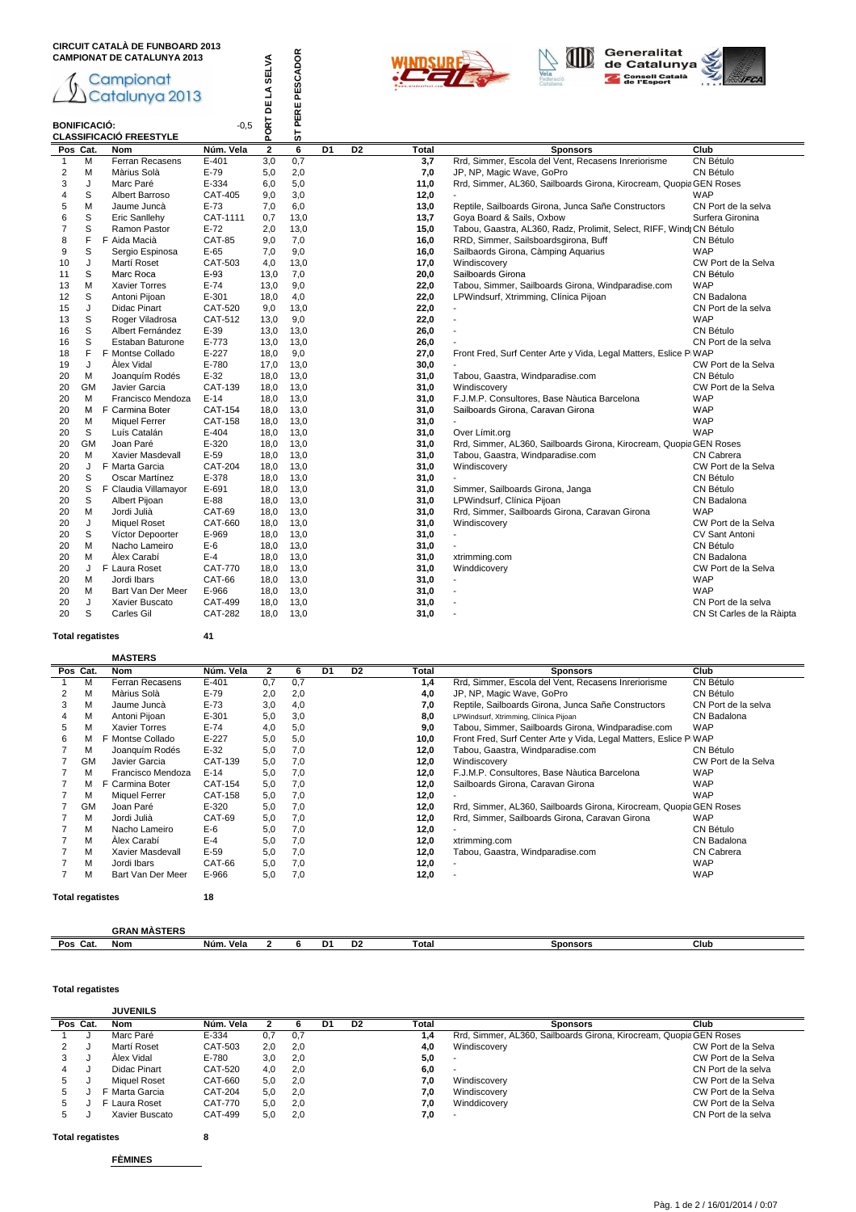**CIRCUIT CATALÀ DE FUNBOARD 2013**
**CAMPIONAT DE CATALUNYA 2013**

Campionat Catalunya 2013

**BONIFICACIÓ:** -0,5

**CLASSIFICACIÓ FREESTYLE**

| Pos | Cat. | Nom | Núm. Vela | 2 (PORT DE LA SELVA) | 6 (ST PERE PESCADOR) | D1 | D2 | Total | Sponsors | Club |
|---|---|---|---|---|---|---|---|---|---|---|
| 1 | M | Ferran Recasens | E-401 | 3,0 | 0,7 | | | 3,7 | Rrd, Simmer, Escola del Vent, Recasens Inreriorisme | CN Bétulo |
| 2 | M | Màrius Solà | E-79 | 5,0 | 2,0 | | | 7,0 | JP, NP, Magic Wave, GoPro | CN Bétulo |
| 3 | J | Marc Paré | E-334 | 6,0 | 5,0 | | | 11,0 | Rrd, Simmer, AL360, Sailboards Girona, Kirocream, Quopia | GEN Roses |
| 4 | S | Albert Barroso | CAT-405 | 9,0 | 3,0 | | | 12,0 | - | WAP |
| 5 | M | Jaume Juncà | E-73 | 7,0 | 6,0 | | | 13,0 | Reptile, Sailboards Girona, Junca Sañe Constructors | CN Port de la selva |
| 6 | S | Eric Sanllehy | CAT-1111 | 0,7 | 13,0 | | | 13,7 | Goya Board & Sails, Oxbow | Surfera Gironina |
| 7 | S | Ramon Pastor | E-72 | 2,0 | 13,0 | | | 15,0 | Tabou, Gaastra, AL360, Radz, Prolimit, Select, RIFF, Wind | CN Bétulo |
| 8 | F | F Aida Macià | CAT-85 | 9,0 | 7,0 | | | 16,0 | RRD, Simmer, Sailsboardsgirona, Buff | CN Bétulo |
| 9 | S | Sergio Espinosa | E-65 | 7,0 | 9,0 | | | 16,0 | Sailbaords Girona, Càmping Aquarius | WAP |
| 10 | J | Martí Roset | CAT-503 | 4,0 | 13,0 | | | 17,0 | Windiscovery | CW Port de la Selva |
| 11 | S | Marc Roca | E-93 | 13,0 | 7,0 | | | 20,0 | Sailboards Girona | CN Bétulo |
| 13 | M | Xavier Torres | E-74 | 13,0 | 9,0 | | | 22,0 | Tabou, Simmer, Sailboards Girona, Windparadise.com | WAP |
| 12 | S | Antoni Pijoan | E-301 | 18,0 | 4,0 | | | 22,0 | LPWindsurf, Xtrimming, Clínica Pijoan | CN Badalona |
| 15 | J | Dídac Pinart | CAT-520 | 9,0 | 13,0 | | | 22,0 | - | CN Port de la selva |
| 13 | S | Roger Viladrosa | CAT-512 | 13,0 | 9,0 | | | 22,0 | - | WAP |
| 16 | S | Albert Fernández | E-39 | 13,0 | 13,0 | | | 26,0 | - | CN Bétulo |
| 16 | S | Estaban Baturone | E-773 | 13,0 | 13,0 | | | 26,0 | - | CN Port de la selva |
| 18 | F | F Montse Collado | E-227 | 18,0 | 9,0 | | | 27,0 | Front Fred, Surf Center Arte y Vida, Legal Matters, Eslice P | WAP |
| 19 | J | Àlex Vidal | E-780 | 17,0 | 13,0 | | | 30,0 | - | CW Port de la Selva |
| 20 | M | Joanquím Rodés | E-32 | 18,0 | 13,0 | | | 31,0 | Tabou, Gaastra, Windparadise.com | CN Bétulo |
| 20 | GM | Javier Garcia | CAT-139 | 18,0 | 13,0 | | | 31,0 | Windiscovery | CW Port de la Selva |
| 20 | M | Francisco Mendoza | E-14 | 18,0 | 13,0 | | | 31,0 | F.J.M.P. Consultores, Base Nàutica Barcelona | WAP |
| 20 | M | F Carmina Boter | CAT-154 | 18,0 | 13,0 | | | 31,0 | Sailboards Girona, Caravan Girona | WAP |
| 20 | M | Miquel Ferrer | CAT-158 | 18,0 | 13,0 | | | 31,0 | - | WAP |
| 20 | S | Luis Catalán | E-404 | 18,0 | 13,0 | | | 31,0 | Over Límit.org | WAP |
| 20 | GM | Joan Paré | E-320 | 18,0 | 13,0 | | | 31,0 | Rrd, Simmer, AL360, Sailboards Girona, Kirocream, Quopia | GEN Roses |
| 20 | M | Xavier Masdevall | E-59 | 18,0 | 13,0 | | | 31,0 | Tabou, Gaastra, Windparadise.com | CN Cabrera |
| 20 | J | F Marta Garcia | CAT-204 | 18,0 | 13,0 | | | 31,0 | Windiscovery | CW Port de la Selva |
| 20 | S | Oscar Martínez | E-378 | 18,0 | 13,0 | | | 31,0 | - | CN Bétulo |
| 20 | S | F Claudia Villamayor | E-691 | 18,0 | 13,0 | | | 31,0 | Simmer, Sailboards Girona, Janga | CN Bétulo |
| 20 | S | Albert Pijoan | E-88 | 18,0 | 13,0 | | | 31,0 | LPWindsurf, Clínica Pijoan | CN Badalona |
| 20 | M | Jordi Julià | CAT-69 | 18,0 | 13,0 | | | 31,0 | Rrd, Simmer, Sailboards Girona, Caravan Girona | WAP |
| 20 | J | Miquel Roset | CAT-660 | 18,0 | 13,0 | | | 31,0 | Windiscovery | CW Port de la Selva |
| 20 | S | Víctor Depoorter | E-969 | 18,0 | 13,0 | | | 31,0 | - | CV Sant Antoni |
| 20 | M | Nacho Lameiro | E-6 | 18,0 | 13,0 | | | 31,0 | - | CN Bétulo |
| 20 | M | Àlex Carabí | E-4 | 18,0 | 13,0 | | | 31,0 | xtrimming.com | CN Badalona |
| 20 | J | F Laura Roset | CAT-770 | 18,0 | 13,0 | | | 31,0 | Winddicovery | CW Port de la Selva |
| 20 | M | Jordi Ibars | CAT-66 | 18,0 | 13,0 | | | 31,0 | - | WAP |
| 20 | M | Bart Van Der Meer | E-966 | 18,0 | 13,0 | | | 31,0 | - | WAP |
| 20 | J | Xavier Buscato | CAT-499 | 18,0 | 13,0 | | | 31,0 | - | CN Port de la selva |
| 20 | S | Carles Gil | CAT-282 | 18,0 | 13,0 | | | 31,0 | - | CN St Carles de la Ràpita |

**Total regatistes** 41

**MÀSTERS**

| Pos | Cat. | Nom | Núm. Vela | 2 | 6 | D1 | D2 | Total | Sponsors | Club |
|---|---|---|---|---|---|---|---|---|---|---|
| 1 | M | Ferran Recasens | E-401 | 0,7 | 0,7 | | | 1,4 | Rrd, Simmer, Escola del Vent, Recasens Inreriorisme | CN Bétulo |
| 2 | M | Màrius Solà | E-79 | 2,0 | 2,0 | | | 4,0 | JP, NP, Magic Wave, GoPro | CN Bétulo |
| 3 | M | Jaume Juncà | E-73 | 3,0 | 4,0 | | | 7,0 | Reptile, Sailboards Girona, Junca Sañe Constructors | CN Port de la selva |
| 4 | M | Antoni Pijoan | E-301 | 5,0 | 3,0 | | | 8,0 | LPWindsurf, Xtrimming, Clínica Pijoan | CN Badalona |
| 5 | M | Xavier Torres | E-74 | 4,0 | 5,0 | | | 9,0 | Tabou, Simmer, Sailboards Girona, Windparadise.com | WAP |
| 6 | M | F Montse Collado | E-227 | 5,0 | 5,0 | | | 10,0 | Front Fred, Surf Center Arte y Vida, Legal Matters, Eslice P | WAP |
| 7 | M | Joanquím Rodés | E-32 | 5,0 | 7,0 | | | 12,0 | Tabou, Gaastra, Windparadise.com | CN Bétulo |
| 7 | GM | Javier Garcia | CAT-139 | 5,0 | 7,0 | | | 12,0 | Windiscovery | CW Port de la Selva |
| 7 | M | Francisco Mendoza | E-14 | 5,0 | 7,0 | | | 12,0 | F.J.M.P. Consultores, Base Nàutica Barcelona | WAP |
| 7 | M | F Carmina Boter | CAT-154 | 5,0 | 7,0 | | | 12,0 | Sailboards Girona, Caravan Girona | WAP |
| 7 | M | Miquel Ferrer | CAT-158 | 5,0 | 7,0 | | | 12,0 | - | WAP |
| 7 | GM | Joan Paré | E-320 | 5,0 | 7,0 | | | 12,0 | Rrd, Simmer, AL360, Sailboards Girona, Kirocream, Quopia | GEN Roses |
| 7 | M | Jordi Julià | CAT-69 | 5,0 | 7,0 | | | 12,0 | Rrd, Simmer, Sailboards Girona, Caravan Girona | WAP |
| 7 | M | Nacho Lameiro | E-6 | 5,0 | 7,0 | | | 12,0 | - | CN Bétulo |
| 7 | M | Àlex Carabí | E-4 | 5,0 | 7,0 | | | 12,0 | xtrimming.com | CN Badalona |
| 7 | M | Xavier Masdevall | E-59 | 5,0 | 7,0 | | | 12,0 | Tabou, Gaastra, Windparadise.com | CN Cabrera |
| 7 | M | Jordi Ibars | CAT-66 | 5,0 | 7,0 | | | 12,0 | - | WAP |
| 7 | M | Bart Van Der Meer | E-966 | 5,0 | 7,0 | | | 12,0 | - | WAP |

**Total regatistes** 18

**GRAN MÀSTERS**

| Pos | Cat. | Nom | Núm. Vela | 2 | 6 | D1 | D2 | Total | Sponsors | Club |
|---|---|---|---|---|---|---|---|---|---|---|

**Total regatistes**

**JUVENILS**

| Pos | Cat. | Nom | Núm. Vela | 2 | 6 | D1 | D2 | Total | Sponsors | Club |
|---|---|---|---|---|---|---|---|---|---|---|
| 1 | J | Marc Paré | E-334 | 0,7 | 0,7 | | | 1,4 | Rrd, Simmer, AL360, Sailboards Girona, Kirocream, Quopia | GEN Roses |
| 2 | J | Martí Roset | CAT-503 | 2,0 | 2,0 | | | 4,0 | Windiscovery | CW Port de la Selva |
| 3 | J | Àlex Vidal | E-780 | 3,0 | 2,0 | | | 5,0 | - | CW Port de la Selva |
| 4 | J | Dídac Pinart | CAT-520 | 4,0 | 2,0 | | | 6,0 | - | CN Port de la selva |
| 5 | J | Miquel Roset | CAT-660 | 5,0 | 2,0 | | | 7,0 | Windiscovery | CW Port de la Selva |
| 5 | J | F Marta Garcia | CAT-204 | 5,0 | 2,0 | | | 7,0 | Windiscovery | CW Port de la Selva |
| 5 | J | F Laura Roset | CAT-770 | 5,0 | 2,0 | | | 7,0 | Winddicovery | CW Port de la Selva |
| 5 | J | Xavier Buscato | CAT-499 | 5,0 | 2,0 | | | 7,0 | - | CN Port de la selva |

**Total regatistes** 8

**FÈMINES**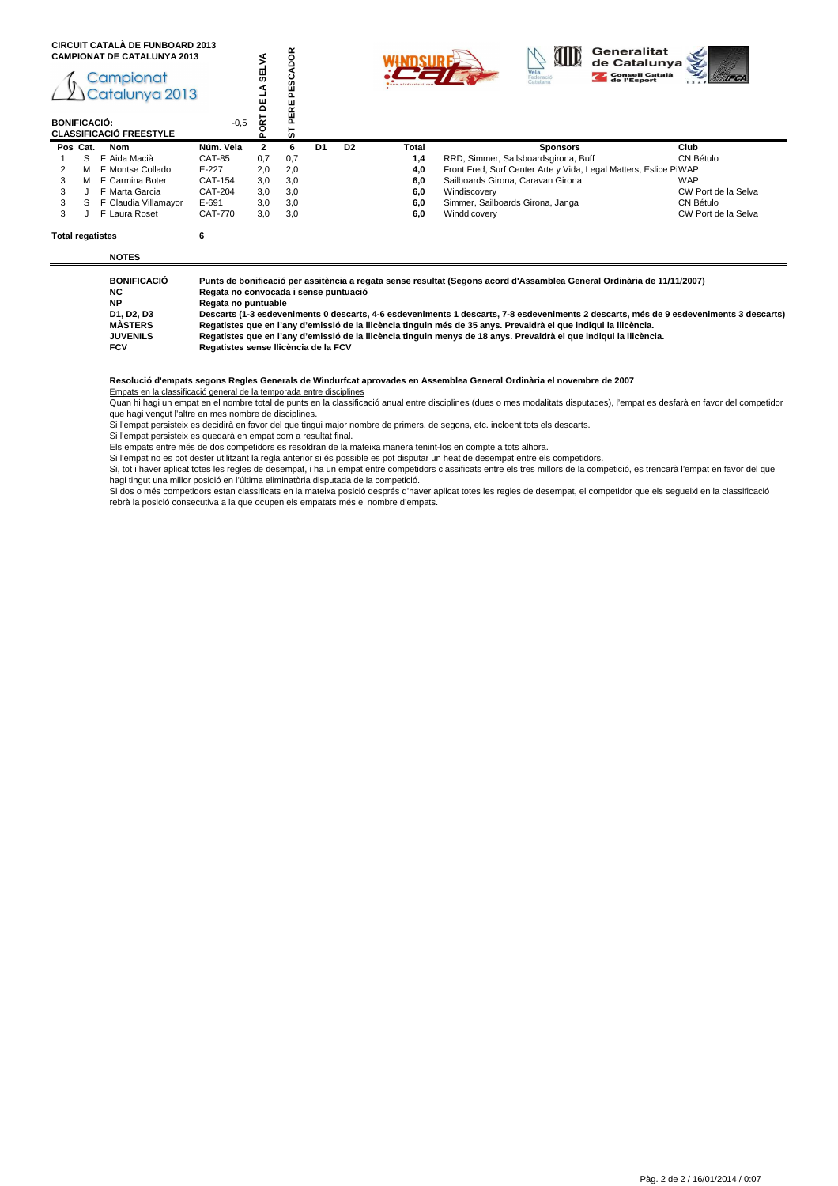**CIRCUIT CATALÀ DE FUNBOARD 2013**
**CAMPIONAT DE CATALUNYA 2013**

Campionat Catalunya 2013

Generalitat de Catalunya
Consell Català de l'Esport

**BONIFICACIÓ:** -0,5
**CLASSIFICACIÓ FREESTYLE**

| Pos | Cat. | | Nom | Núm. Vela | PORT DE LA SELVA 2 | ST PERE PESCADOR 6 | D1 | D2 | Total | Sponsors | Club |
|---|---|---|---|---|---|---|---|---|---|---|---|
| 1 | S | F | Aida Macià | CAT-85 | 0,7 | 0,7 | | | **1,4** | RRD, Simmer, Sailsboardsgirona, Buff | CN Bétulo |
| 2 | M | F | Montse Collado | E-227 | 2,0 | 2,0 | | | **4,0** | Front Fred, Surf Center Arte y Vida, Legal Matters, Eslice P | WAP |
| 3 | M | F | Carmina Boter | CAT-154 | 3,0 | 3,0 | | | **6,0** | Sailboards Girona, Caravan Girona | WAP |
| 3 | J | F | Marta Garcia | CAT-204 | 3,0 | 3,0 | | | **6,0** | Windiscovery | CW Port de la Selva |
| 3 | S | F | Claudia Villamayor | E-691 | 3,0 | 3,0 | | | **6,0** | Simmer, Sailboards Girona, Janga | CN Bétulo |
| 3 | J | F | Laura Roset | CAT-770 | 3,0 | 3,0 | | | **6,0** | Winddicovery | CW Port de la Selva |

**Total regatistes** 6

**NOTES**

| | |
|---|---|
| **BONIFICACIÓ** | **Punts de bonificació per assitència a regata sense resultat (Segons acord d'Assamblea General Ordinària de 11/11/2007)** |
| **NC** | **Regata no convocada i sense puntuació** |
| **NP** | **Regata no puntuable** |
| **D1, D2, D3** | **Descarts (1-3 esdeveniments 0 descarts, 4-6 esdeveniments 1 descarts, 7-8 esdeveniments 2 descarts, més de 9 esdeveniments 3 descarts)** |
| **MÀSTERS** | **Regatistes que en l'any d'emissió de la llicència tinguin més de 35 anys. Prevaldrà el que indiqui la llicència.** |
| **JUVENILS** | **Regatistes que en l'any d'emissió de la llicència tinguin menys de 18 anys. Prevaldrà el que indiqui la llicència.** |
| **~~FCV~~** | **Regatistes sense llicència de la FCV** |

**Resolució d'empats segons Regles Generals de Windurfcat aprovades en Assemblea General Ordinària el novembre de 2007**

Empats en la classificació general de la temporada entre disciplines

Quan hi hagi un empat en el nombre total de punts en la classificació anual entre disciplines (dues o mes modalitats disputades), l'empat es desfarà en favor del competidor que hagi vençut l'altre en mes nombre de disciplines.

Si l'empat persisteix es decidirà en favor del que tingui major nombre de primers, de segons, etc. incloent tots els descarts.

Si l'empat persisteix es quedarà en empat com a resultat final.

Els empats entre més de dos competidors es resoldran de la mateixa manera tenint-los en compte a tots alhora.

Si l'empat no es pot desfer utilitzant la regla anterior si és possible es pot disputar un heat de desempat entre els competidors.

Si, tot i haver aplicat totes les regles de desempat, i ha un empat entre competidors classificats entre els tres millors de la competició, es trencarà l'empat en favor del que hagi tingut una millor posició en l'última eliminatòria disputada de la competició.

Si dos o més competidors estan classificats en la mateixa posició després d'haver aplicat totes les regles de desempat, el competidor que els segueixi en la classificació rebrà la posició consecutiva a la que ocupen els empatats més el nombre d'empats.